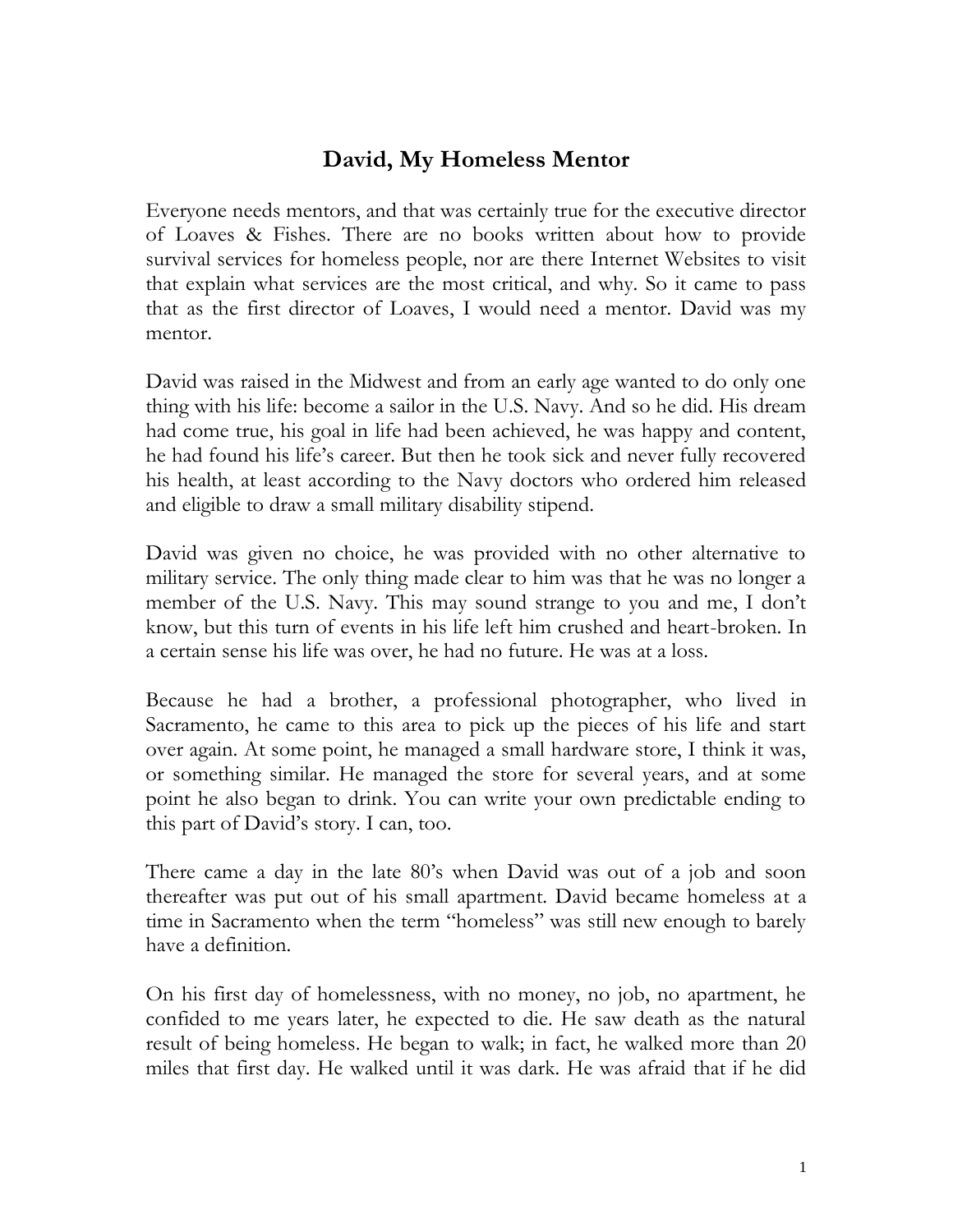# David, My Homeless Mentor

Everyone needs mentors, and that was certainly true for the executive director of Loaves & Fishes. There are no books written about how to provide survival services for homeless people, nor are there Internet Websites to visit that explain what services are the most critical, and why. So it came to pass that as the first director of Loaves, I would need a mentor. David was my mentor.

David was raised in the Midwest and from an early age wanted to do only one thing with his life: become a sailor in the U.S. Navy. And so he did. His dream had come true, his goal in life had been achieved, he was happy and content, he had found his life's career. But then he took sick and never fully recovered his health, at least according to the Navy doctors who ordered him released and eligible to draw a small military disability stipend.

David was given no choice, he was provided with no other alternative to military service. The only thing made clear to him was that he was no longer a member of the U.S. Navy. This may sound strange to you and me, I don't know, but this turn of events in his life left him crushed and heart-broken. In a certain sense his life was over, he had no future. He was at a loss.

Because he had a brother, a professional photographer, who lived in Sacramento, he came to this area to pick up the pieces of his life and start over again. At some point, he managed a small hardware store, I think it was, or something similar. He managed the store for several years, and at some point he also began to drink. You can write your own predictable ending to this part of David's story. I can, too.

There came a day in the late 80's when David was out of a job and soon thereafter was put out of his small apartment. David became homeless at a time in Sacramento when the term "homeless" was still new enough to barely have a definition.

On his first day of homelessness, with no money, no job, no apartment, he confided to me years later, he expected to die. He saw death as the natural result of being homeless. He began to walk; in fact, he walked more than 20 miles that first day. He walked until it was dark. He was afraid that if he did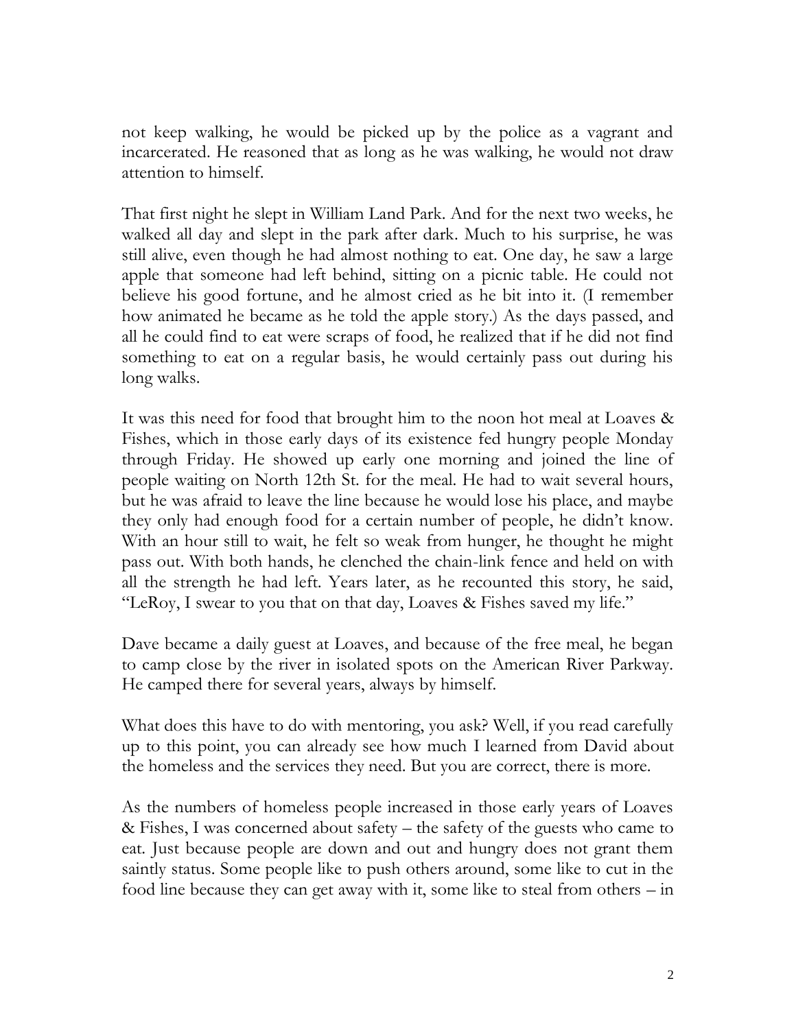not keep walking, he would be picked up by the police as a vagrant and incarcerated. He reasoned that as long as he was walking, he would not draw attention to himself.

That first night he slept in William Land Park. And for the next two weeks, he walked all day and slept in the park after dark. Much to his surprise, he was still alive, even though he had almost nothing to eat. One day, he saw a large apple that someone had left behind, sitting on a picnic table. He could not believe his good fortune, and he almost cried as he bit into it. (I remember how animated he became as he told the apple story.) As the days passed, and all he could find to eat were scraps of food, he realized that if he did not find something to eat on a regular basis, he would certainly pass out during his long walks.

It was this need for food that brought him to the noon hot meal at Loaves & Fishes, which in those early days of its existence fed hungry people Monday through Friday. He showed up early one morning and joined the line of people waiting on North 12th St. for the meal. He had to wait several hours, but he was afraid to leave the line because he would lose his place, and maybe they only had enough food for a certain number of people, he didn't know. With an hour still to wait, he felt so weak from hunger, he thought he might pass out. With both hands, he clenched the chain-link fence and held on with all the strength he had left. Years later, as he recounted this story, he said, "LeRoy, I swear to you that on that day, Loaves & Fishes saved my life."

Dave became a daily guest at Loaves, and because of the free meal, he began to camp close by the river in isolated spots on the American River Parkway. He camped there for several years, always by himself.

What does this have to do with mentoring, you ask? Well, if you read carefully up to this point, you can already see how much I learned from David about the homeless and the services they need. But you are correct, there is more.

As the numbers of homeless people increased in those early years of Loaves & Fishes, I was concerned about safety – the safety of the guests who came to eat. Just because people are down and out and hungry does not grant them saintly status. Some people like to push others around, some like to cut in the food line because they can get away with it, some like to steal from others – in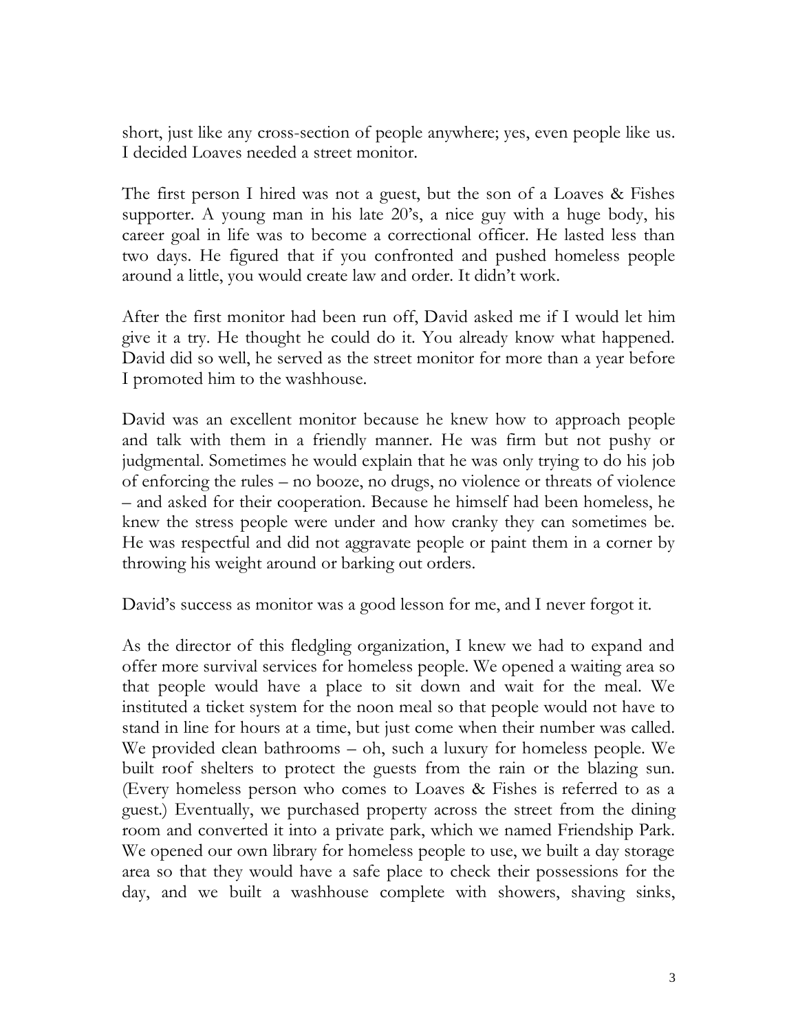short, just like any cross-section of people anywhere; yes, even people like us. I decided Loaves needed a street monitor.

The first person I hired was not a guest, but the son of a Loaves & Fishes supporter. A young man in his late 20's, a nice guy with a huge body, his career goal in life was to become a correctional officer. He lasted less than two days. He figured that if you confronted and pushed homeless people around a little, you would create law and order. It didn't work.

After the first monitor had been run off, David asked me if I would let him give it a try. He thought he could do it. You already know what happened. David did so well, he served as the street monitor for more than a year before I promoted him to the washhouse.

David was an excellent monitor because he knew how to approach people and talk with them in a friendly manner. He was firm but not pushy or judgmental. Sometimes he would explain that he was only trying to do his job of enforcing the rules – no booze, no drugs, no violence or threats of violence – and asked for their cooperation. Because he himself had been homeless, he knew the stress people were under and how cranky they can sometimes be. He was respectful and did not aggravate people or paint them in a corner by throwing his weight around or barking out orders.

David's success as monitor was a good lesson for me, and I never forgot it.

As the director of this fledgling organization, I knew we had to expand and offer more survival services for homeless people. We opened a waiting area so that people would have a place to sit down and wait for the meal. We instituted a ticket system for the noon meal so that people would not have to stand in line for hours at a time, but just come when their number was called. We provided clean bathrooms – oh, such a luxury for homeless people. We built roof shelters to protect the guests from the rain or the blazing sun. (Every homeless person who comes to Loaves & Fishes is referred to as a guest.) Eventually, we purchased property across the street from the dining room and converted it into a private park, which we named Friendship Park. We opened our own library for homeless people to use, we built a day storage area so that they would have a safe place to check their possessions for the day, and we built a washhouse complete with showers, shaving sinks,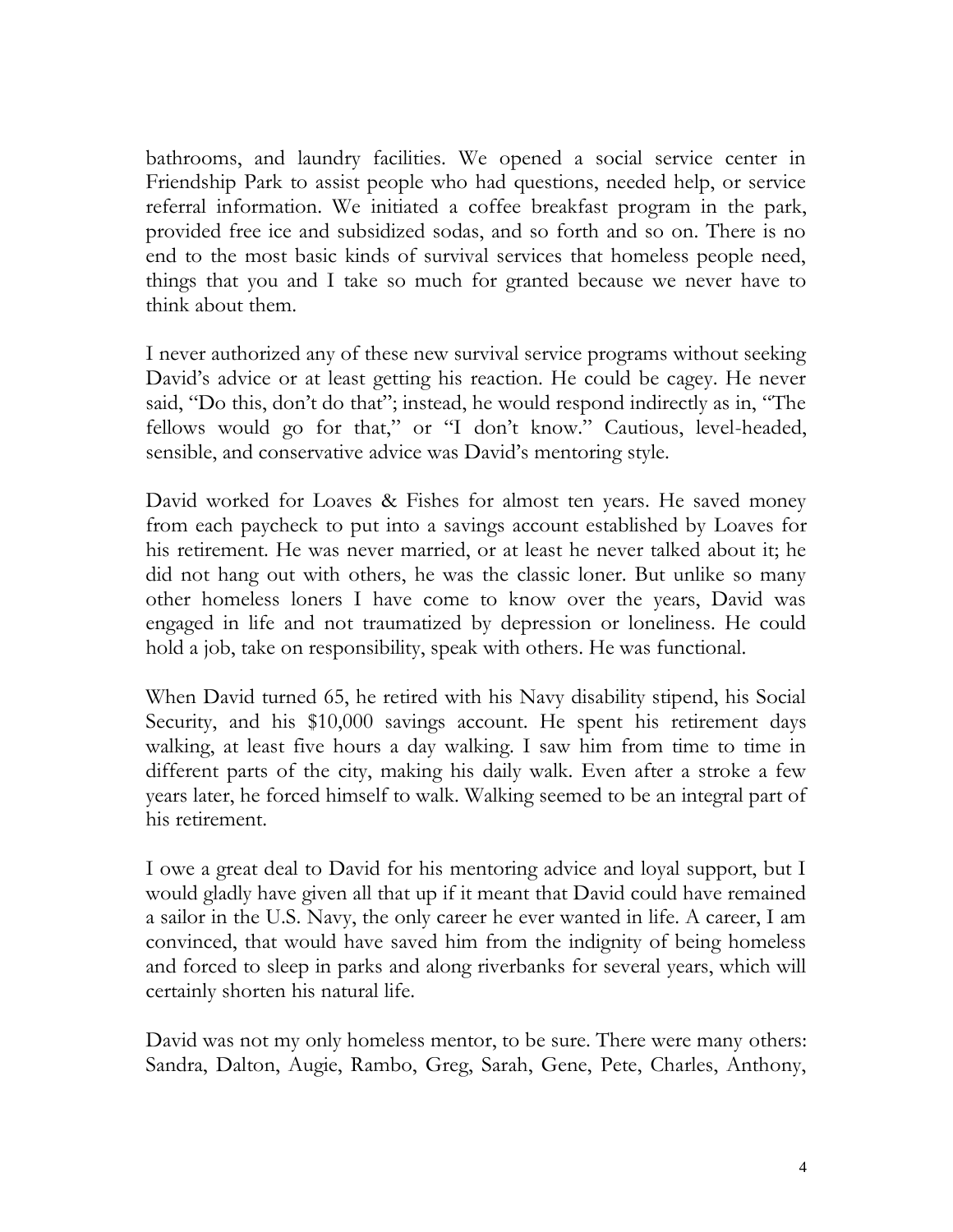bathrooms, and laundry facilities. We opened a social service center in Friendship Park to assist people who had questions, needed help, or service referral information. We initiated a coffee breakfast program in the park, provided free ice and subsidized sodas, and so forth and so on. There is no end to the most basic kinds of survival services that homeless people need, things that you and I take so much for granted because we never have to think about them.

I never authorized any of these new survival service programs without seeking David's advice or at least getting his reaction. He could be cagey. He never said, "Do this, don't do that"; instead, he would respond indirectly as in, "The fellows would go for that," or "I don't know." Cautious, level-headed, sensible, and conservative advice was David's mentoring style.

David worked for Loaves & Fishes for almost ten years. He saved money from each paycheck to put into a savings account established by Loaves for his retirement. He was never married, or at least he never talked about it; he did not hang out with others, he was the classic loner. But unlike so many other homeless loners I have come to know over the years, David was engaged in life and not traumatized by depression or loneliness. He could hold a job, take on responsibility, speak with others. He was functional.

When David turned 65, he retired with his Navy disability stipend, his Social Security, and his $10,000 savings account. He spent his retirement days walking, at least five hours a day walking. I saw him from time to time in different parts of the city, making his daily walk. Even after a stroke a few years later, he forced himself to walk. Walking seemed to be an integral part of his retirement.

I owe a great deal to David for his mentoring advice and loyal support, but I would gladly have given all that up if it meant that David could have remained a sailor in the U.S. Navy, the only career he ever wanted in life. A career, I am convinced, that would have saved him from the indignity of being homeless and forced to sleep in parks and along riverbanks for several years, which will certainly shorten his natural life.

David was not my only homeless mentor, to be sure. There were many others: Sandra, Dalton, Augie, Rambo, Greg, Sarah, Gene, Pete, Charles, Anthony,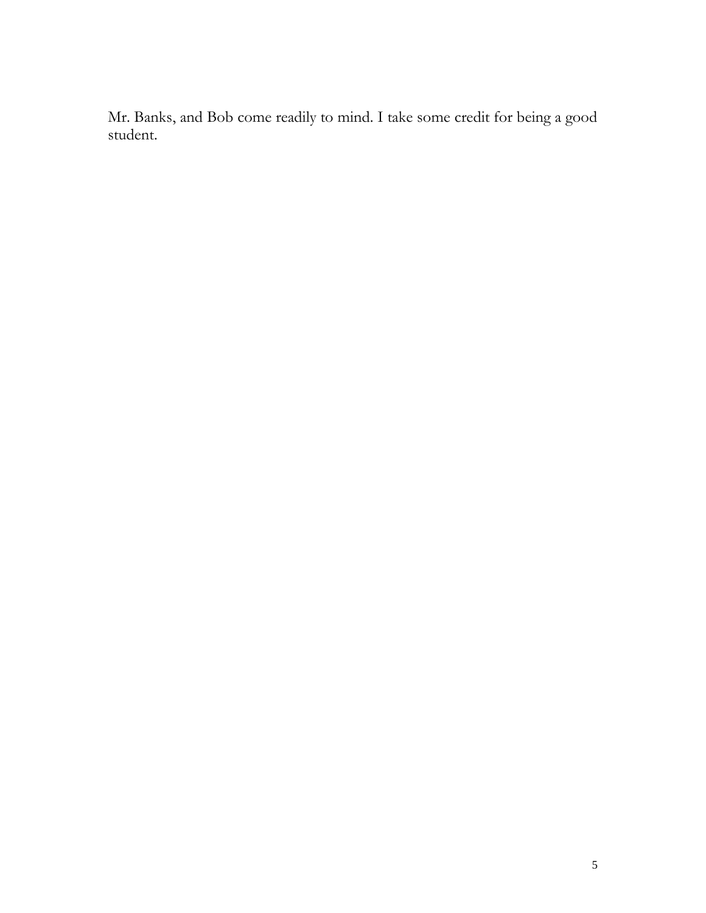Mr. Banks, and Bob come readily to mind. I take some credit for being a good student.